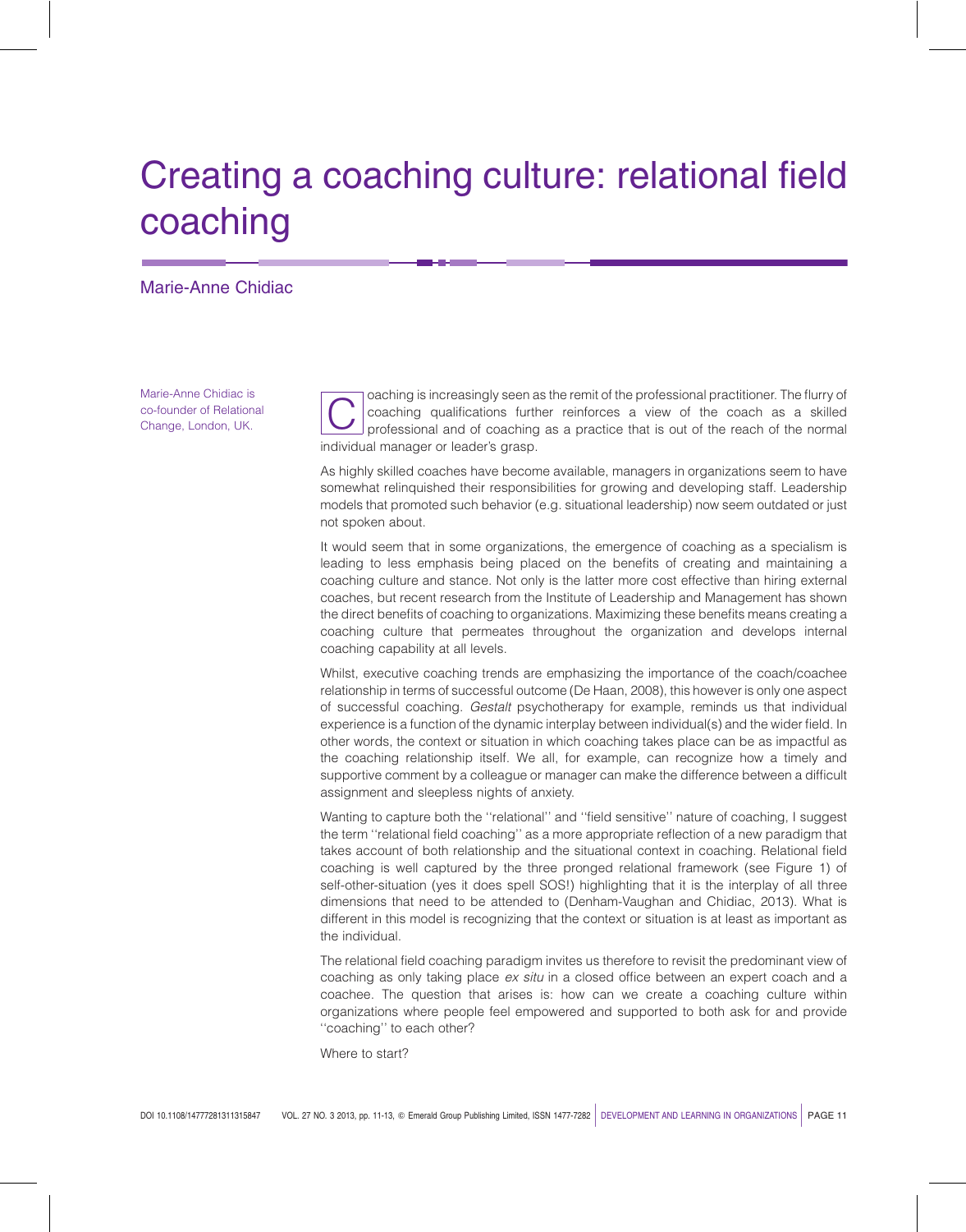# Creating a coaching culture: relational field coaching

Marie-Anne Chidiac

Marie-Anne Chidiac is co-founder of Relational Change, London, UK.

Coaching is increasingly seen as the remit of the professional practitioner. The flurry of coaching qualifications further reinforces a view of the coach as a skilled professional and of coaching as a practice that is out of the reach of the normal individual manager or leader's grasp.

As highly skilled coaches have become available, managers in organizations seem to have somewhat relinquished their responsibilities for growing and developing staff. Leadership models that promoted such behavior (e.g. situational leadership) now seem outdated or just not spoken about.

It would seem that in some organizations, the emergence of coaching as a specialism is leading to less emphasis being placed on the benefits of creating and maintaining a coaching culture and stance. Not only is the latter more cost effective than hiring external coaches, but recent research from the Institute of Leadership and Management has shown the direct benefits of coaching to organizations. Maximizing these benefits means creating a coaching culture that permeates throughout the organization and develops internal coaching capability at all levels.

Whilst, executive coaching trends are emphasizing the importance of the coach/coachee relationship in terms of successful outcome (De Haan, 2008), this however is only one aspect of successful coaching. *Gestalt* psychotherapy for example, reminds us that individual experience is a function of the dynamic interplay between individual(s) and the wider field. In other words, the context or situation in which coaching takes place can be as impactful as the coaching relationship itself. We all, for example, can recognize how a timely and supportive comment by a colleague or manager can make the difference between a difficult assignment and sleepless nights of anxiety.

Wanting to capture both the "relational" and "field sensitive" nature of coaching, I suggest the term "relational field coaching" as a more appropriate reflection of a new paradigm that takes account of both relationship and the situational context in coaching. Relational field coaching is well captured by the three pronged relational framework (see Figure 1) of self-other-situation (yes it does spell SOS!) highlighting that it is the interplay of all three dimensions that need to be attended to (Denham-Vaughan and Chidiac, 2013). What is different in this model is recognizing that the context or situation is at least as important as the individual.

The relational field coaching paradigm invites us therefore to revisit the predominant view of coaching as only taking place *ex situ* in a closed office between an expert coach and a coachee. The question that arises is: how can we create a coaching culture within organizations where people feel empowered and supported to both ask for and provide "coaching" to each other?

Where to start?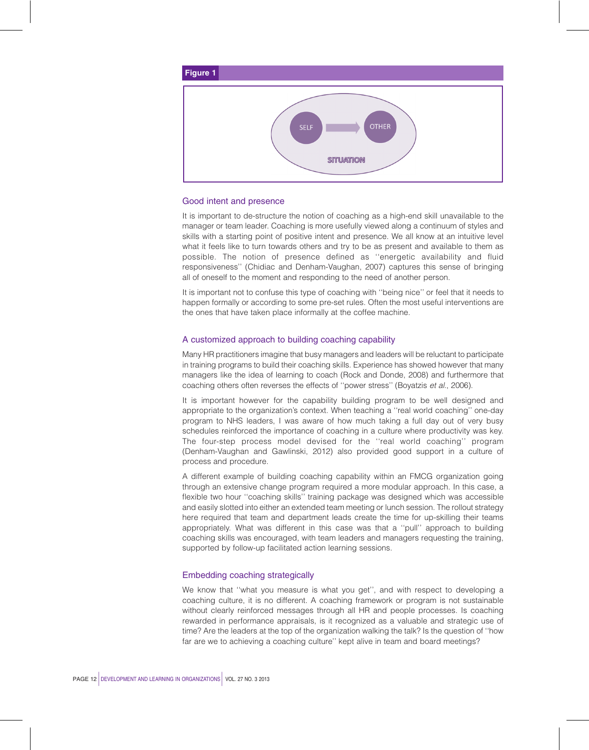**Figure 1**

SELF

OTHER

SITUATION

## Good intent and presence

It is important to de-structure the notion of coaching as a high-end skill unavailable to the manager or team leader. Coaching is more usefully viewed along a continuum of styles and skills with a starting point of positive intent and presence. We all know at an intuitive level what it feels like to turn towards others and try to be as present and available to them as possible. The notion of presence defined as ''energetic availability and fluid responsiveness'' (Chidiac and Denham-Vaughan, 2007) captures this sense of bringing all of oneself to the moment and responding to the need of another person.

It is important not to confuse this type of coaching with ''being nice'' or feel that it needs to happen formally or according to some pre-set rules. Often the most useful interventions are the ones that have taken place informally at the coffee machine.

## A customized approach to building coaching capability

Many HR practitioners imagine that busy managers and leaders will be reluctant to participate in training programs to build their coaching skills. Experience has showed however that many managers like the idea of learning to coach (Rock and Donde, 2008) and furthermore that coaching others often reverses the effects of ''power stress'' (Boyatzis *et al.*, 2006).

It is important however for the capability building program to be well designed and appropriate to the organization's context. When teaching a ''real world coaching'' one-day program to NHS leaders, I was aware of how much taking a full day out of very busy schedules reinforced the importance of coaching in a culture where productivity was key. The four-step process model devised for the ''real world coaching'' program (Denham-Vaughan and Gawlinski, 2012) also provided good support in a culture of process and procedure.

A different example of building coaching capability within an FMCG organization going through an extensive change program required a more modular approach. In this case, a flexible two hour ''coaching skills'' training package was designed which was accessible and easily slotted into either an extended team meeting or lunch session. The rollout strategy here required that team and department leads create the time for up-skilling their teams appropriately. What was different in this case was that a ''pull'' approach to building coaching skills was encouraged, with team leaders and managers requesting the training, supported by follow-up facilitated action learning sessions.

## Embedding coaching strategically

We know that ''what you measure is what you get'', and with respect to developing a coaching culture, it is no different. A coaching framework or program is not sustainable without clearly reinforced messages through all HR and people processes. Is coaching rewarded in performance appraisals, is it recognized as a valuable and strategic use of time? Are the leaders at the top of the organization walking the talk? Is the question of ''how far are we to achieving a coaching culture'' kept alive in team and board meetings?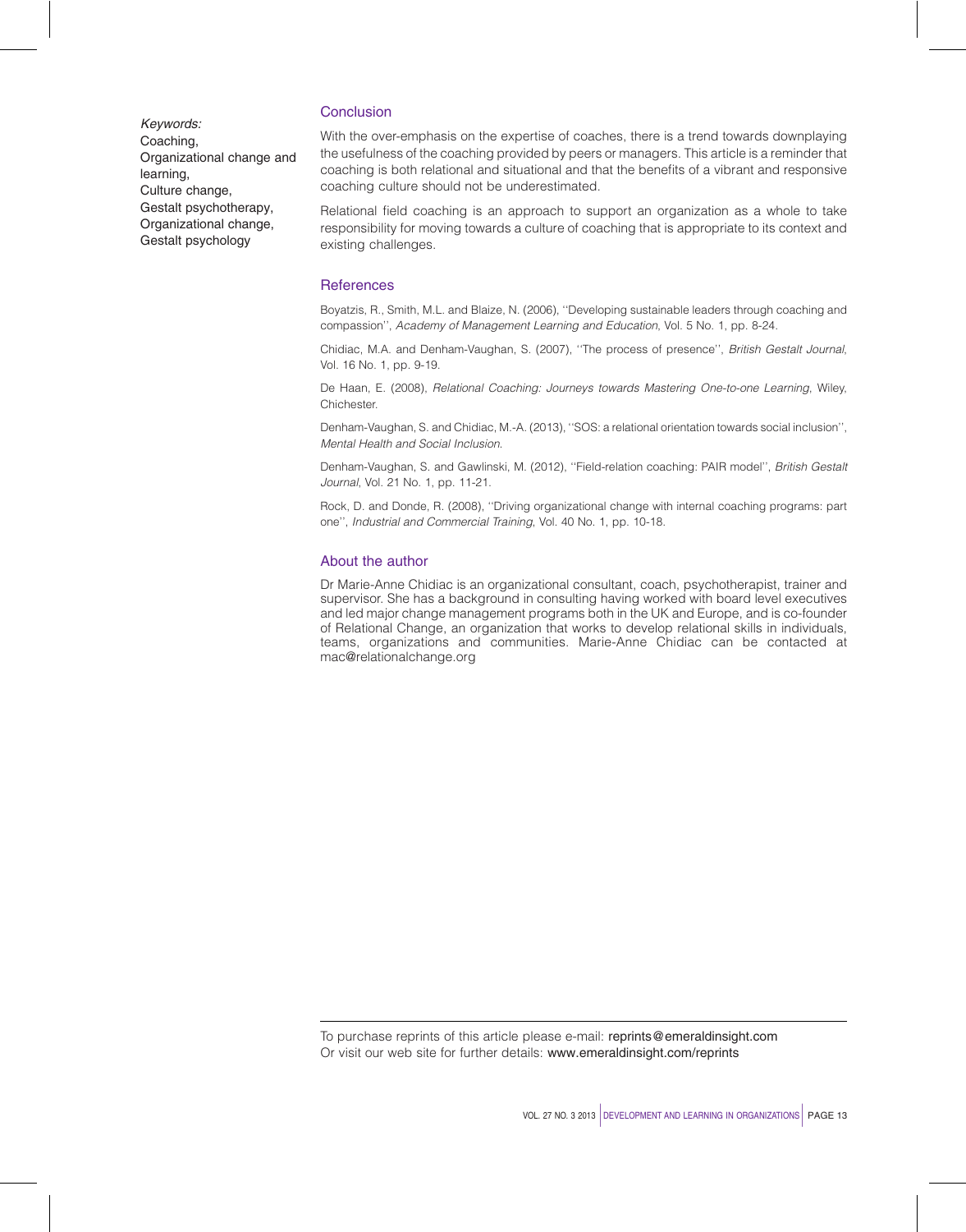*Keywords:*
Coaching,
Organizational change and learning,
Culture change,
Gestalt psychotherapy,
Organizational change,
Gestalt psychology

## Conclusion

With the over-emphasis on the expertise of coaches, there is a trend towards downplaying the usefulness of the coaching provided by peers or managers. This article is a reminder that coaching is both relational and situational and that the benefits of a vibrant and responsive coaching culture should not be underestimated.

Relational field coaching is an approach to support an organization as a whole to take responsibility for moving towards a culture of coaching that is appropriate to its context and existing challenges.

## References

Boyatzis, R., Smith, M.L. and Blaize, N. (2006), ''Developing sustainable leaders through coaching and compassion'', *Academy of Management Learning and Education*, Vol. 5 No. 1, pp. 8-24.

Chidiac, M.A. and Denham-Vaughan, S. (2007), ''The process of presence'', *British Gestalt Journal*, Vol. 16 No. 1, pp. 9-19.

De Haan, E. (2008), *Relational Coaching: Journeys towards Mastering One-to-one Learning*, Wiley, Chichester.

Denham-Vaughan, S. and Chidiac, M.-A. (2013), ''SOS: a relational orientation towards social inclusion'', *Mental Health and Social Inclusion*.

Denham-Vaughan, S. and Gawlinski, M. (2012), ''Field-relation coaching: PAIR model'', *British Gestalt Journal*, Vol. 21 No. 1, pp. 11-21.

Rock, D. and Donde, R. (2008), ''Driving organizational change with internal coaching programs: part one'', *Industrial and Commercial Training*, Vol. 40 No. 1, pp. 10-18.

## About the author

Dr Marie-Anne Chidiac is an organizational consultant, coach, psychotherapist, trainer and supervisor. She has a background in consulting having worked with board level executives and led major change management programs both in the UK and Europe, and is co-founder of Relational Change, an organization that works to develop relational skills in individuals, teams, organizations and communities. Marie-Anne Chidiac can be contacted at mac@relationalchange.org

To purchase reprints of this article please e-mail: reprints@emeraldinsight.com
Or visit our web site for further details: www.emeraldinsight.com/reprints